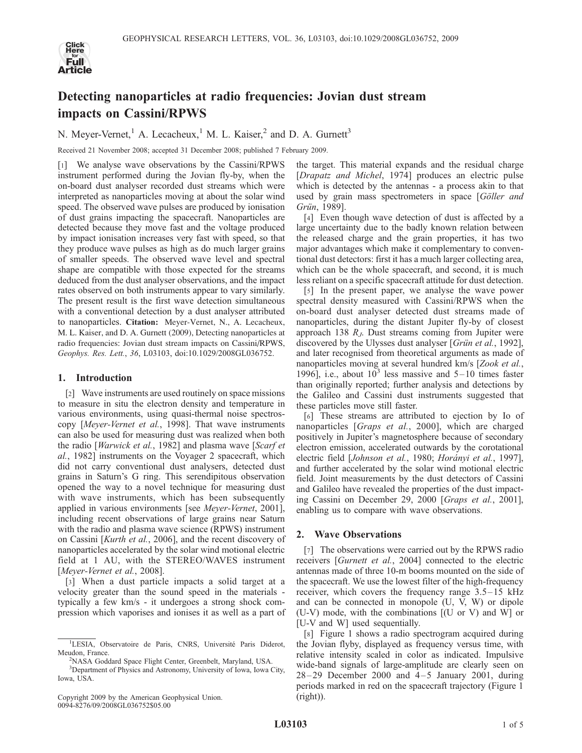# Detecting nanoparticles at radio frequencies: Jovian dust stream impacts on Cassini/RPWS

N. Meyer-Vernet,[1] A. Lecacheux,[1] M. L. Kaiser,[2] and D. A. Gurnett[3]

Received 21 November 2008; accepted 31 December 2008; published 7 February 2009.

[1] We analyse wave observations by the Cassini/RPWS instrument performed during the Jovian fly-by, when the on-board dust analyser recorded dust streams which were interpreted as nanoparticles moving at about the solar wind speed. The observed wave pulses are produced by ionisation of dust grains impacting the spacecraft. Nanoparticles are detected because they move fast and the voltage produced by impact ionisation increases very fast with speed, so that they produce wave pulses as high as do much larger grains of smaller speeds. The observed wave level and spectral shape are compatible with those expected for the streams deduced from the dust analyser observations, and the impact rates observed on both instruments appear to vary similarly. The present result is the first wave detection simultaneous with a conventional detection by a dust analyser attributed to nanoparticles. **Citation:** Meyer-Vernet, N., A. Lecacheux, M. L. Kaiser, and D. A. Gurnett (2009), Detecting nanoparticles at radio frequencies: Jovian dust stream impacts on Cassini/RPWS, *Geophys. Res. Lett.*, *36*, L03103, doi:10.1029/2008GL036752.

## 1. Introduction

[2] Wave instruments are used routinely on space missions to measure in situ the electron density and temperature in various environments, using quasi-thermal noise spectroscopy [*Meyer-Vernet et al.*, 1998]. That wave instruments can also be used for measuring dust was realized when both the radio [*Warwick et al.*, 1982] and plasma wave [*Scarf et al.*, 1982] instruments on the Voyager 2 spacecraft, which did not carry conventional dust analysers, detected dust grains in Saturn's G ring. This serendipitous observation opened the way to a novel technique for measuring dust with wave instruments, which has been subsequently applied in various environments [see *Meyer-Vernet*, 2001], including recent observations of large grains near Saturn with the radio and plasma wave science (RPWS) instrument on Cassini [*Kurth et al.*, 2006], and the recent discovery of nanoparticles accelerated by the solar wind motional electric field at 1 AU, with the STEREO/WAVES instrument [*Meyer-Vernet et al.*, 2008].

[3] When a dust particle impacts a solid target at a velocity greater than the sound speed in the materials - typically a few km/s - it undergoes a strong shock compression which vaporises and ionises it as well as a part of the target. This material expands and the residual charge [*Drapatz and Michel*, 1974] produces an electric pulse which is detected by the antennas - a process akin to that used by grain mass spectrometers in space [*Göller and Grün*, 1989].

[4] Even though wave detection of dust is affected by a large uncertainty due to the badly known relation between the released charge and the grain properties, it has two major advantages which make it complementary to conventional dust detectors: first it has a much larger collecting area, which can be the whole spacecraft, and second, it is much less reliant on a specific spacecraft attitude for dust detection.

[5] In the present paper, we analyse the wave power spectral density measured with Cassini/RPWS when the on-board dust analyser detected dust streams made of nanoparticles, during the distant Jupiter fly-by of closest approach 138 $R_J$. Dust streams coming from Jupiter were discovered by the Ulysses dust analyser [*Grün et al.*, 1992], and later recognised from theoretical arguments as made of nanoparticles moving at several hundred km/s [*Zook et al.*, 1996], i.e., about $10^3$ less massive and 5–10 times faster than originally reported; further analysis and detections by the Galileo and Cassini dust instruments suggested that these particles move still faster.

[6] These streams are attributed to ejection by Io of nanoparticles [*Graps et al.*, 2000], which are charged positively in Jupiter's magnetosphere because of secondary electron emission, accelerated outwards by the corotational electric field [*Johnson et al.*, 1980; *Horányi et al.*, 1997], and further accelerated by the solar wind motional electric field. Joint measurements by the dust detectors of Cassini and Galileo have revealed the properties of the dust impacting Cassini on December 29, 2000 [*Graps et al.*, 2001], enabling us to compare with wave observations.

## 2. Wave Observations

[7] The observations were carried out by the RPWS radio receivers [*Gurnett et al.*, 2004] connected to the electric antennas made of three 10-m booms mounted on the side of the spacecraft. We use the lowest filter of the high-frequency receiver, which covers the frequency range 3.5–15 kHz and can be connected in monopole (U, V, W) or dipole (U-V) mode, with the combinations [(U or V) and W] or [U-V and W] used sequentially.

[8] Figure 1 shows a radio spectrogram acquired during the Jovian flyby, displayed as frequency versus time, with relative intensity scaled in color as indicated. Impulsive wide-band signals of large-amplitude are clearly seen on 28–29 December 2000 and 4–5 January 2001, during periods marked in red on the spacecraft trajectory (Figure 1 (right)).

---

[1]LESIA, Observatoire de Paris, CNRS, Université Paris Diderot, Meudon, France.

[2]NASA Goddard Space Flight Center, Greenbelt, Maryland, USA.

[3]Department of Physics and Astronomy, University of Iowa, Iowa City, Iowa, USA.

Copyright 2009 by the American Geophysical Union.
0094-8276/09/2008GL036752$05.00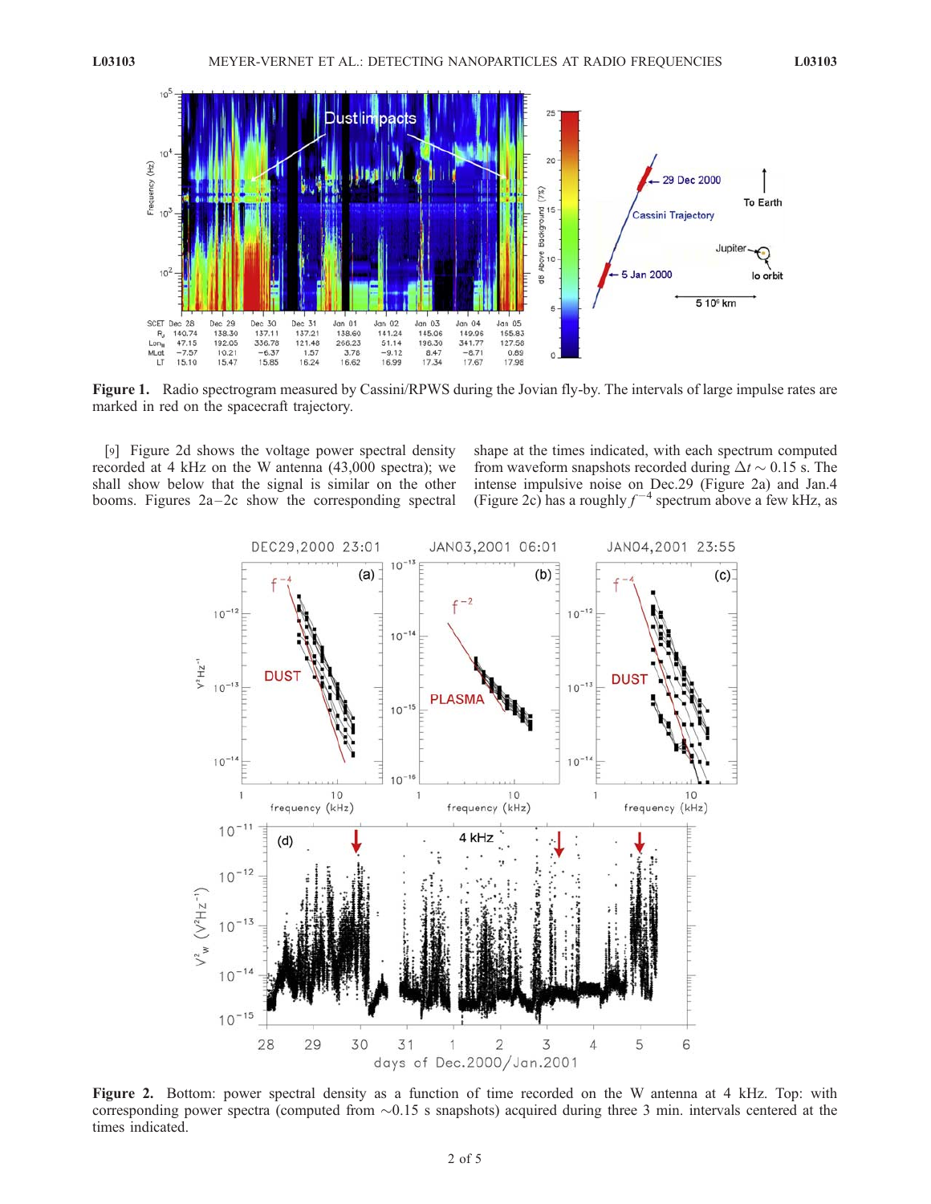**Figure 1.** Radio spectrogram measured by Cassini/RPWS during the Jovian fly-by. The intervals of large impulse rates are marked in red on the spacecraft trajectory.

[9] Figure 2d shows the voltage power spectral density recorded at 4 kHz on the W antenna (43,000 spectra); we shall show below that the signal is similar on the other booms. Figures 2a–2c show the corresponding spectral shape at the times indicated, with each spectrum computed from waveform snapshots recorded during $\Delta t \sim 0.15$ s. The intense impulsive noise on Dec.29 (Figure 2a) and Jan.4 (Figure 2c) has a roughly $f^{-4}$ spectrum above a few kHz, as

**Figure 2.** Bottom: power spectral density as a function of time recorded on the W antenna at 4 kHz. Top: with corresponding power spectra (computed from ~0.15 s snapshots) acquired during three 3 min. intervals centered at the times indicated.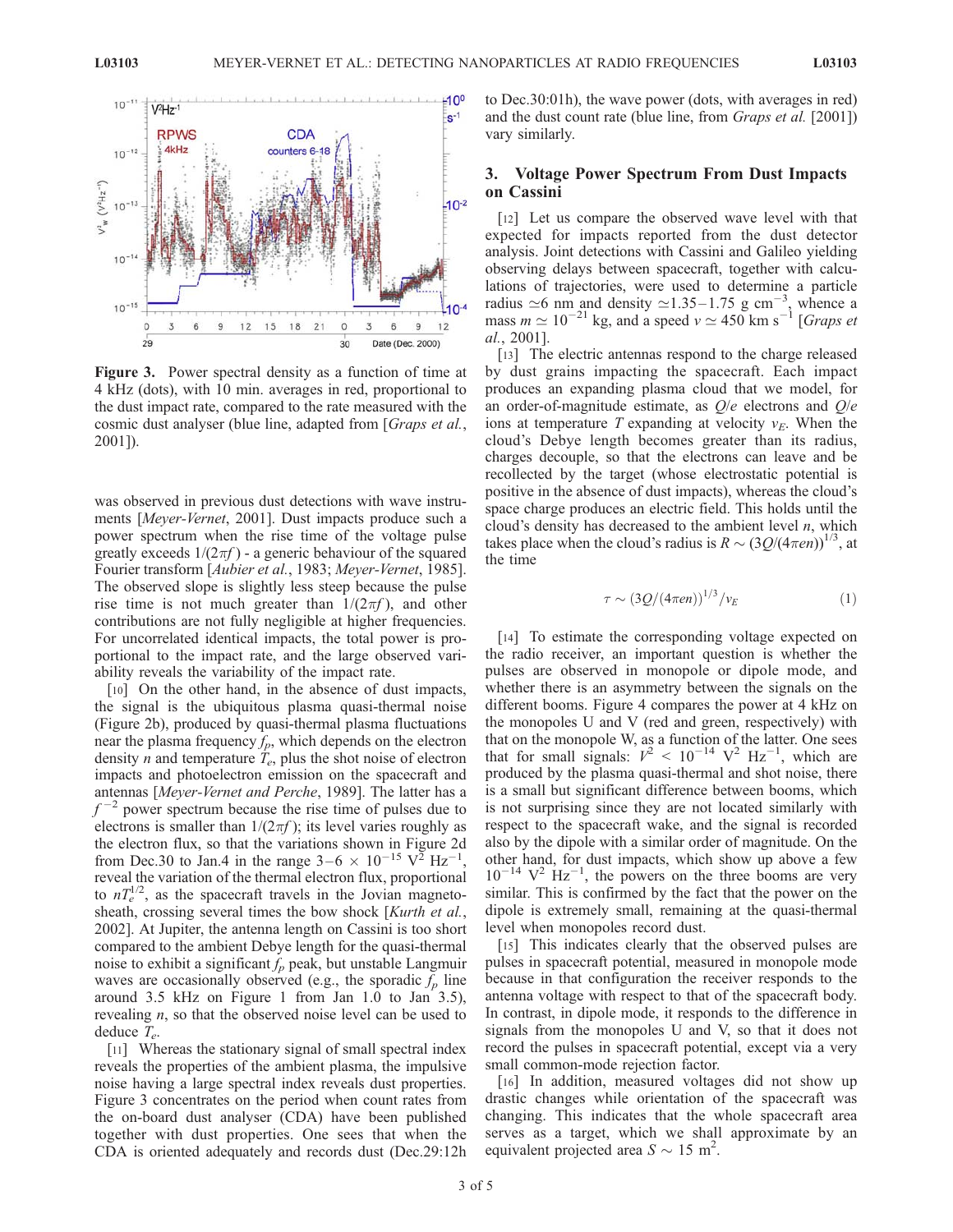Figure 3. Power spectral density as a function of time at 4 kHz (dots), with 10 min. averages in red, proportional to the dust impact rate, compared to the rate measured with the cosmic dust analyser (blue line, adapted from [*Graps et al.*, 2001]).

was observed in previous dust detections with wave instruments [*Meyer-Vernet*, 2001]. Dust impacts produce such a power spectrum when the rise time of the voltage pulse greatly exceeds $1/(2\pi f)$ - a generic behaviour of the squared Fourier transform [*Aubier et al.*, 1983; *Meyer-Vernet*, 1985]. The observed slope is slightly less steep because the pulse rise time is not much greater than $1/(2\pi f)$, and other contributions are not fully negligible at higher frequencies. For uncorrelated identical impacts, the total power is proportional to the impact rate, and the large observed variability reveals the variability of the impact rate.

[10] On the other hand, in the absence of dust impacts, the signal is the ubiquitous plasma quasi-thermal noise (Figure 2b), produced by quasi-thermal plasma fluctuations near the plasma frequency $f_p$, which depends on the electron density $n$ and temperature $T_e$, plus the shot noise of electron impacts and photoelectron emission on the spacecraft and antennas [*Meyer-Vernet and Perche*, 1989]. The latter has a $f^{-2}$ power spectrum because the rise time of pulses due to electrons is smaller than $1/(2\pi f)$; its level varies roughly as the electron flux, so that the variations shown in Figure 2d from Dec.30 to Jan.4 in the range $3$–$6 \times 10^{-15}$ V$^2$ Hz$^{-1}$, reveal the variation of the thermal electron flux, proportional to $nT_e^{1/2}$, as the spacecraft travels in the Jovian magnetosheath, crossing several times the bow shock [*Kurth et al.*, 2002]. At Jupiter, the antenna length on Cassini is too short compared to the ambient Debye length for the quasi-thermal noise to exhibit a significant $f_p$ peak, but unstable Langmuir waves are occasionally observed (e.g., the sporadic $f_p$ line around 3.5 kHz on Figure 1 from Jan 1.0 to Jan 3.5), revealing $n$, so that the observed noise level can be used to deduce $T_e$.

[11] Whereas the stationary signal of small spectral index reveals the properties of the ambient plasma, the impulsive noise having a large spectral index reveals dust properties. Figure 3 concentrates on the period when count rates from the on-board dust analyser (CDA) have been published together with dust properties. One sees that when the CDA is oriented adequately and records dust (Dec.29:12h to Dec.30:01h), the wave power (dots, with averages in red) and the dust count rate (blue line, from *Graps et al.* [2001]) vary similarly.

## 3. Voltage Power Spectrum From Dust Impacts on Cassini

[12] Let us compare the observed wave level with that expected for impacts reported from the dust detector analysis. Joint detections with Cassini and Galileo yielding observing delays between spacecraft, together with calculations of trajectories, were used to determine a particle radius $\simeq 6$ nm and density $\simeq 1.35$–$1.75$ g cm$^{-3}$, whence a mass $m \simeq 10^{-21}$ kg, and a speed $v \simeq 450$ km s$^{-1}$ [*Graps et al.*, 2001].

[13] The electric antennas respond to the charge released by dust grains impacting the spacecraft. Each impact produces an expanding plasma cloud that we model, for an order-of-magnitude estimate, as $Q/e$ electrons and $Q/e$ ions at temperature $T$ expanding at velocity $v_E$. When the cloud's Debye length becomes greater than its radius, charges decouple, so that the electrons can leave and be recollected by the target (whose electrostatic potential is positive in the absence of dust impacts), whereas the cloud's space charge produces an electric field. This holds until the cloud's density has decreased to the ambient level $n$, which takes place when the cloud's radius is $R \sim (3Q/(4\pi en))^{1/3}$, at the time

$$\tau \sim (3Q/(4\pi en))^{1/3}/v_E \qquad (1)$$

[14] To estimate the corresponding voltage expected on the radio receiver, an important question is whether the pulses are observed in monopole or dipole mode, and whether there is an asymmetry between the signals on the different booms. Figure 4 compares the power at 4 kHz on the monopoles U and V (red and green, respectively) with that on the monopole W, as a function of the latter. One sees that for small signals: $V^2 < 10^{-14}$ V$^2$ Hz$^{-1}$, which are produced by the plasma quasi-thermal and shot noise, there is a small but significant difference between booms, which is not surprising since they are not located similarly with respect to the spacecraft wake, and the signal is recorded also by the dipole with a similar order of magnitude. On the other hand, for dust impacts, which show up above a few $10^{-14}$ V$^2$ Hz$^{-1}$, the powers on the three booms are very similar. This is confirmed by the fact that the power on the dipole is extremely small, remaining at the quasi-thermal level when monopoles record dust.

[15] This indicates clearly that the observed pulses are pulses in spacecraft potential, measured in monopole mode because in that configuration the receiver responds to the antenna voltage with respect to that of the spacecraft body. In contrast, in dipole mode, it responds to the difference in signals from the monopoles U and V, so that it does not record the pulses in spacecraft potential, except via a very small common-mode rejection factor.

[16] In addition, measured voltages did not show up drastic changes while orientation of the spacecraft was changing. This indicates that the whole spacecraft area serves as a target, which we shall approximate by an equivalent projected area $S \sim 15$ m$^2$.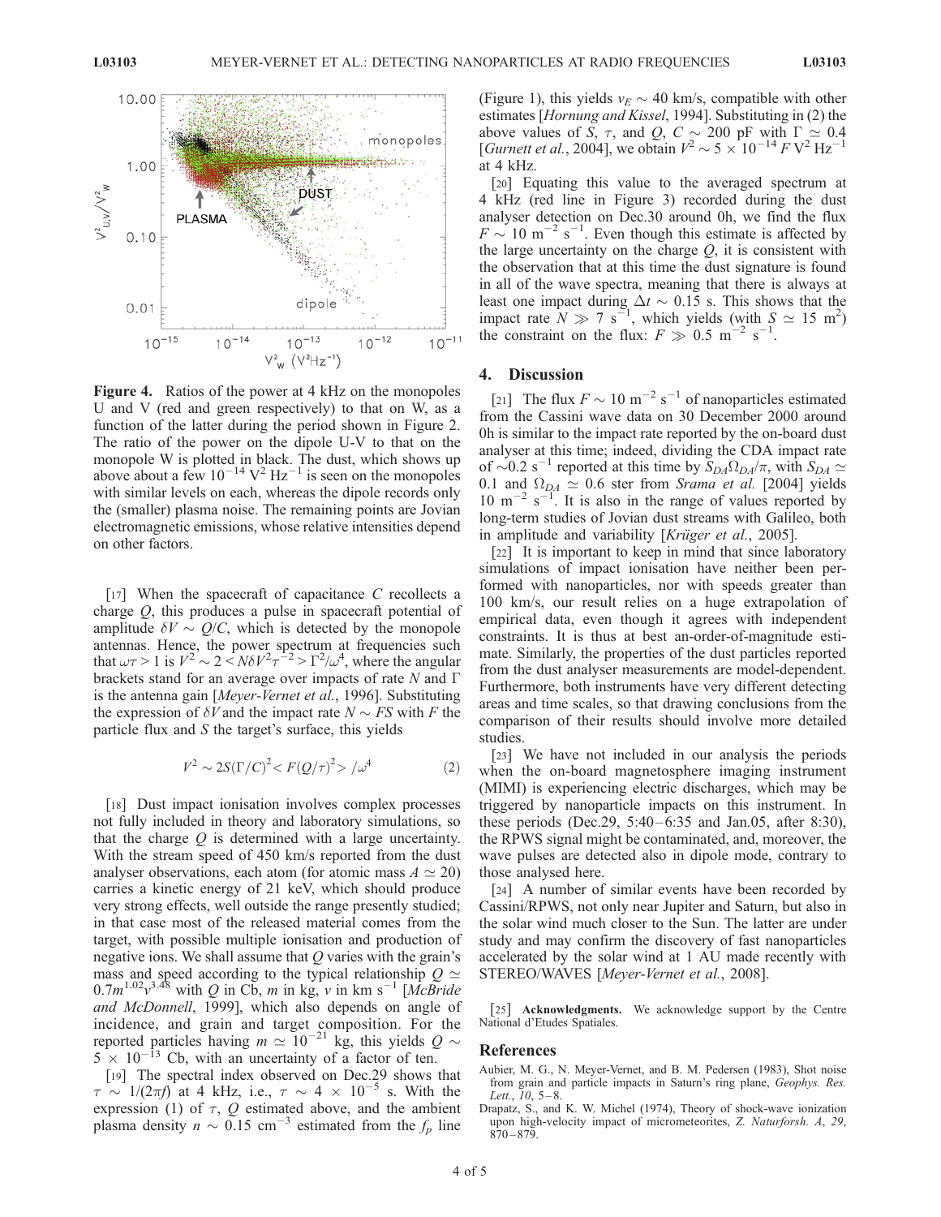**Figure 4.** Ratios of the power at 4 kHz on the monopoles U and V (red and green respectively) to that on W, as a function of the latter during the period shown in Figure 2. The ratio of the power on the dipole U-V to that on the monopole W is plotted in black. The dust, which shows up above about a few $10^{-14}$ V$^2$ Hz$^{-1}$ is seen on the monopoles with similar levels on each, whereas the dipole records only the (smaller) plasma noise. The remaining points are Jovian electromagnetic emissions, whose relative intensities depend on other factors.

[17] When the spacecraft of capacitance $C$ recollects a charge $Q$, this produces a pulse in spacecraft potential of amplitude $\delta V \sim Q/C$, which is detected by the monopole antennas. Hence, the power spectrum at frequencies such that $\omega\tau > 1$ is $V^2 \sim 2 < N\delta V^2 \tau^{-2} > \Gamma^2/\omega^4$, where the angular brackets stand for an average over impacts of rate $N$ and $\Gamma$ is the antenna gain [*Meyer-Vernet et al.*, 1996]. Substituting the expression of $\delta V$ and the impact rate $N \sim FS$ with $F$ the particle flux and $S$ the target's surface, this yields

$$V^2 \sim 2S(\Gamma/C)^2 < F(Q/\tau)^2 > /\omega^4 \qquad (2)$$

[18] Dust impact ionisation involves complex processes not fully included in theory and laboratory simulations, so that the charge $Q$ is determined with a large uncertainty. With the stream speed of 450 km/s reported from the dust analyser observations, each atom (for atomic mass $A \simeq 20$) carries a kinetic energy of 21 keV, which should produce very strong effects, well outside the range presently studied; in that case most of the released material comes from the target, with possible multiple ionisation and production of negative ions. We shall assume that $Q$ varies with the grain's mass and speed according to the typical relationship $Q \simeq 0.7m^{1.02}v^{3.48}$ with $Q$ in Cb, $m$ in kg, $v$ in km s$^{-1}$ [*McBride and McDonnell*, 1999], which also depends on angle of incidence, and grain and target composition. For the reported particles having $m \simeq 10^{-21}$ kg, this yields $Q \sim 5 \times 10^{-13}$ Cb, with an uncertainty of a factor of ten.

[19] The spectral index observed on Dec.29 shows that $\tau \sim 1/(2\pi f)$ at 4 kHz, i.e., $\tau \sim 4 \times 10^{-5}$ s. With the expression (1) of $\tau$, $Q$ estimated above, and the ambient plasma density $n \sim 0.15$ cm$^{-3}$ estimated from the $f_p$ line (Figure 1), this yields $v_E \sim 40$ km/s, compatible with other estimates [*Hornung and Kissel*, 1994]. Substituting in (2) the above values of $S$, $\tau$, and $Q$, $C \sim 200$ pF with $\Gamma \simeq 0.4$ [*Gurnett et al.*, 2004], we obtain $V^2 \sim 5 \times 10^{-14} F$ V$^2$ Hz$^{-1}$ at 4 kHz.

[20] Equating this value to the averaged spectrum at 4 kHz (red line in Figure 3) recorded during the dust analyser detection on Dec.30 around 0h, we find the flux $F \sim 10$ m$^{-2}$ s$^{-1}$. Even though this estimate is affected by the large uncertainty on the charge $Q$, it is consistent with the observation that at this time the dust signature is found in all of the wave spectra, meaning that there is always at least one impact during $\Delta t \sim 0.15$ s. This shows that the impact rate $N \gg 7$ s$^{-1}$, which yields (with $S \simeq 15$ m$^2$) the constraint on the flux: $F \gg 0.5$ m$^{-2}$ s$^{-1}$.

## 4. Discussion

[21] The flux $F \sim 10$ m$^{-2}$ s$^{-1}$ of nanoparticles estimated from the Cassini wave data on 30 December 2000 around 0h is similar to the impact rate reported by the on-board dust analyser at this time; indeed, dividing the CDA impact rate of $\sim$0.2 s$^{-1}$ reported at this time by $S_{DA}\Omega_{DA}/\pi$, with $S_{DA} \simeq 0.1$ and $\Omega_{DA} \simeq 0.6$ ster from *Srama et al.* [2004] yields 10 m$^{-2}$ s$^{-1}$. It is also in the range of values reported by long-term studies of Jovian dust streams with Galileo, both in amplitude and variability [*Krüger et al.*, 2005].

[22] It is important to keep in mind that since laboratory simulations of impact ionisation have neither been performed with nanoparticles, nor with speeds greater than 100 km/s, our result relies on a huge extrapolation of empirical data, even though it agrees with independent constraints. It is thus at best an-order-of-magnitude estimate. Similarly, the properties of the dust particles reported from the dust analyser measurements are model-dependent. Furthermore, both instruments have very different detecting areas and time scales, so that drawing conclusions from the comparison of their results should involve more detailed studies.

[23] We have not included in our analysis the periods when the on-board magnetosphere imaging instrument (MIMI) is experiencing electric discharges, which may be triggered by nanoparticle impacts on this instrument. In these periods (Dec.29, 5:40–6:35 and Jan.05, after 8:30), the RPWS signal might be contaminated, and, moreover, the wave pulses are detected also in dipole mode, contrary to those analysed here.

[24] A number of similar events have been recorded by Cassini/RPWS, not only near Jupiter and Saturn, but also in the solar wind much closer to the Sun. The latter are under study and may confirm the discovery of fast nanoparticles accelerated by the solar wind at 1 AU made recently with STEREO/WAVES [*Meyer-Vernet et al.*, 2008].

[25] **Acknowledgments.** We acknowledge support by the Centre National d'Etudes Spatiales.

## References

Aubier, M. G., N. Meyer-Vernet, and B. M. Pedersen (1983), Shot noise from grain and particle impacts in Saturn's ring plane, *Geophys. Res. Lett.*, *10*, 5–8.

Drapatz, S., and K. W. Michel (1974), Theory of shock-wave ionization upon high-velocity impact of micrometeorites, *Z. Naturforsh. A*, *29*, 870–879.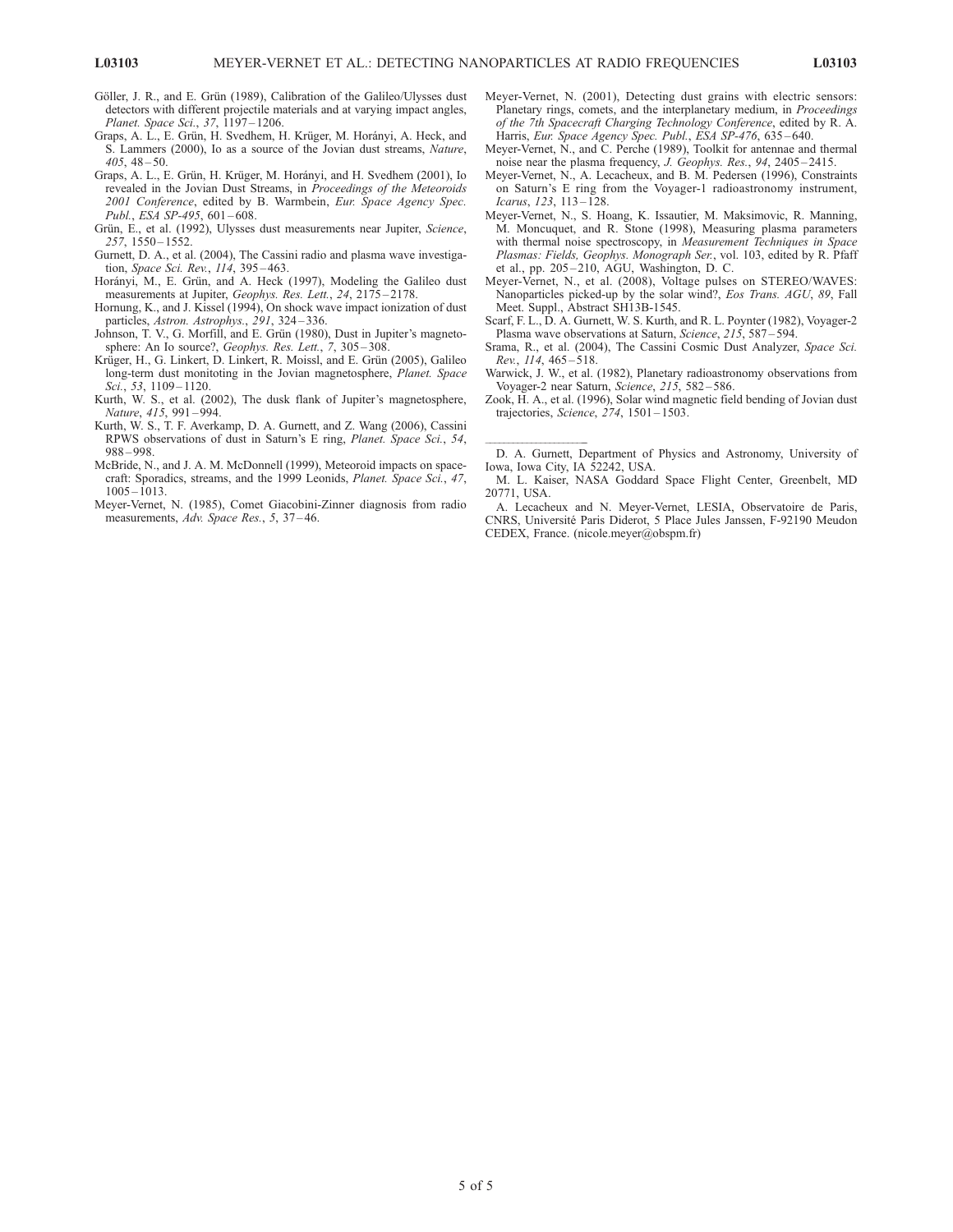Göller, J. R., and E. Grün (1989), Calibration of the Galileo/Ulysses dust detectors with different projectile materials and at varying impact angles, *Planet. Space Sci.*, *37*, 1197–1206.

Graps, A. L., E. Grün, H. Svedhem, H. Krüger, M. Horányi, A. Heck, and S. Lammers (2000), Io as a source of the Jovian dust streams, *Nature*, *405*, 48–50.

Graps, A. L., E. Grün, H. Krüger, M. Horányi, and H. Svedhem (2001), Io revealed in the Jovian Dust Streams, in *Proceedings of the Meteoroids 2001 Conference*, edited by B. Warmbein, *Eur. Space Agency Spec. Publ.*, *ESA SP-495*, 601–608.

Grün, E., et al. (1992), Ulysses dust measurements near Jupiter, *Science*, *257*, 1550–1552.

Gurnett, D. A., et al. (2004), The Cassini radio and plasma wave investigation, *Space Sci. Rev.*, *114*, 395–463.

Horányi, M., E. Grün, and A. Heck (1997), Modeling the Galileo dust measurements at Jupiter, *Geophys. Res. Lett.*, *24*, 2175–2178.

Hornung, K., and J. Kissel (1994), On shock wave impact ionization of dust particles, *Astron. Astrophys.*, *291*, 324–336.

Johnson, T. V., G. Morfill, and E. Grün (1980), Dust in Jupiter's magnetosphere: An Io source?, *Geophys. Res. Lett.*, *7*, 305–308.

Krüger, H., G. Linkert, D. Linkert, R. Moissl, and E. Grün (2005), Galileo long-term dust monitoting in the Jovian magnetosphere, *Planet. Space Sci.*, *53*, 1109–1120.

Kurth, W. S., et al. (2002), The dusk flank of Jupiter's magnetosphere, *Nature*, *415*, 991–994.

Kurth, W. S., T. F. Averkamp, D. A. Gurnett, and Z. Wang (2006), Cassini RPWS observations of dust in Saturn's E ring, *Planet. Space Sci.*, *54*, 988–998.

McBride, N., and J. A. M. McDonnell (1999), Meteoroid impacts on spacecraft: Sporadics, streams, and the 1999 Leonids, *Planet. Space Sci.*, *47*, 1005–1013.

Meyer-Vernet, N. (1985), Comet Giacobini-Zinner diagnosis from radio measurements, *Adv. Space Res.*, *5*, 37–46.

Meyer-Vernet, N. (2001), Detecting dust grains with electric sensors: Planetary rings, comets, and the interplanetary medium, in *Proceedings of the 7th Spacecraft Charging Technology Conference*, edited by R. A. Harris, *Eur. Space Agency Spec. Publ.*, *ESA SP-476*, 635–640.

Meyer-Vernet, N., and C. Perche (1989), Toolkit for antennae and thermal noise near the plasma frequency, *J. Geophys. Res.*, *94*, 2405–2415.

Meyer-Vernet, N., A. Lecacheux, and B. M. Pedersen (1996), Constraints on Saturn's E ring from the Voyager-1 radioastronomy instrument, *Icarus*, *123*, 113–128.

Meyer-Vernet, N., S. Hoang, K. Issautier, M. Maksimovic, R. Manning, M. Moncuquet, and R. Stone (1998), Measuring plasma parameters with thermal noise spectroscopy, in *Measurement Techniques in Space Plasmas: Fields, Geophys. Monograph Ser.*, vol. 103, edited by R. Pfaff et al., pp. 205–210, AGU, Washington, D. C.

Meyer-Vernet, N., et al. (2008), Voltage pulses on STEREO/WAVES: Nanoparticles picked-up by the solar wind?, *Eos Trans. AGU*, *89*, Fall Meet. Suppl., Abstract SH13B-1545.

Scarf, F. L., D. A. Gurnett, W. S. Kurth, and R. L. Poynter (1982), Voyager-2 Plasma wave observations at Saturn, *Science*, *215*, 587–594.

Srama, R., et al. (2004), The Cassini Cosmic Dust Analyzer, *Space Sci. Rev.*, *114*, 465–518.

Warwick, J. W., et al. (1982), Planetary radioastronomy observations from Voyager-2 near Saturn, *Science*, *215*, 582–586.

Zook, H. A., et al. (1996), Solar wind magnetic field bending of Jovian dust trajectories, *Science*, *274*, 1501–1503.

---

D. A. Gurnett, Department of Physics and Astronomy, University of Iowa, Iowa City, IA 52242, USA.

M. L. Kaiser, NASA Goddard Space Flight Center, Greenbelt, MD 20771, USA.

A. Lecacheux and N. Meyer-Vernet, LESIA, Observatoire de Paris, CNRS, Université Paris Diderot, 5 Place Jules Janssen, F-92190 Meudon CEDEX, France. (nicole.meyer@obspm.fr)